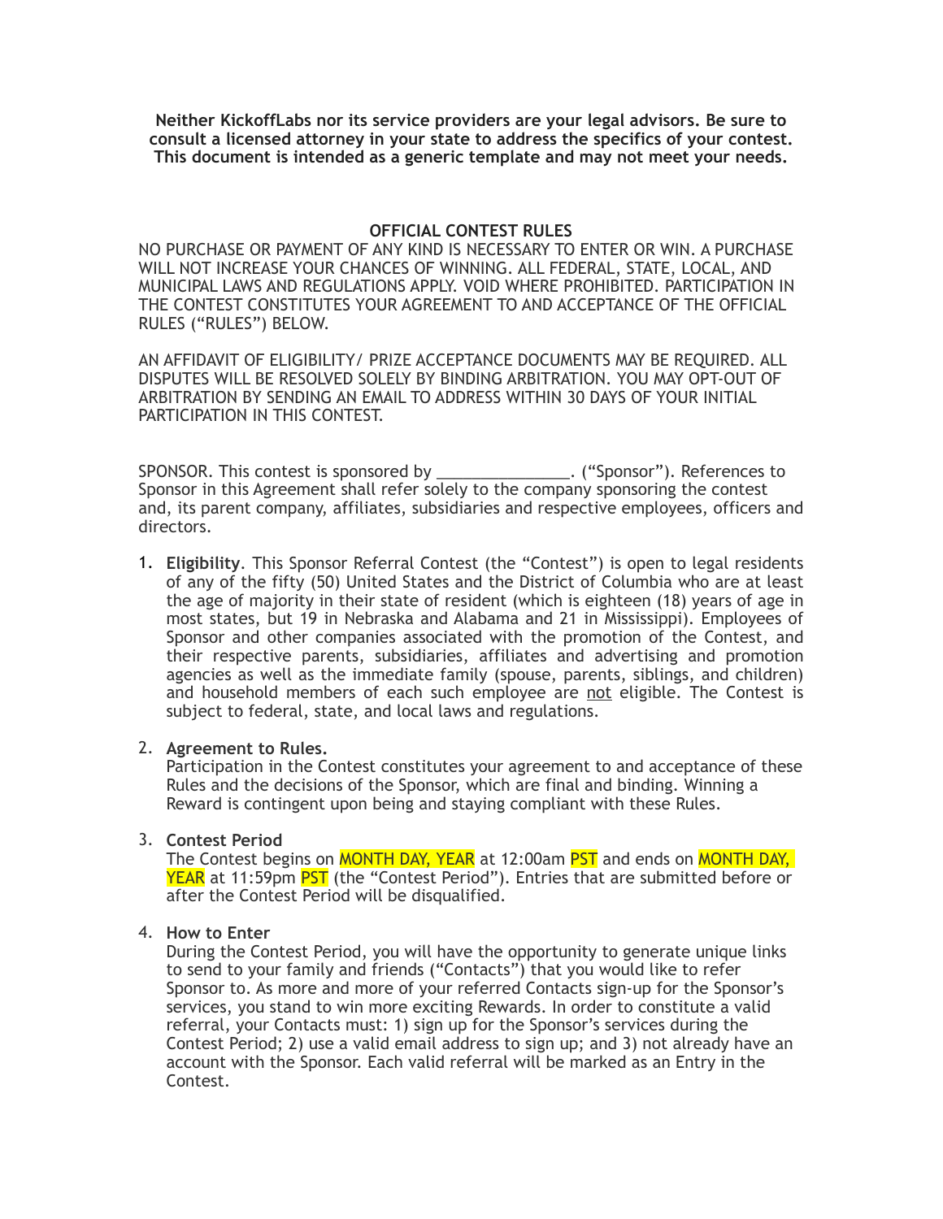**Neither KickoffLabs nor its service providers are your legal advisors. Be sure to consult a licensed attorney in your state to address the specifics of your contest. This document is intended as a generic template and may not meet your needs.**

## OFFICIAL CONTEST RULES

NO PURCHASE OR PAYMENT OF ANY KIND IS NECESSARY TO ENTER OR WIN. A PURCHASE WILL NOT INCREASE YOUR CHANCES OF WINNING. ALL FEDERAL, STATE, LOCAL, AND MUNICIPAL LAWS AND REGULATIONS APPLY. VOID WHERE PROHIBITED. PARTICIPATION IN THE CONTEST CONSTITUTES YOUR AGREEMENT TO AND ACCEPTANCE OF THE OFFICIAL RULES ("RULES") BELOW.

AN AFFIDAVIT OF ELIGIBILITY/ PRIZE ACCEPTANCE DOCUMENTS MAY BE REQUIRED. ALL DISPUTES WILL BE RESOLVED SOLELY BY BINDING ARBITRATION. YOU MAY OPT-OUT OF ARBITRATION BY SENDING AN EMAIL TO ADDRESS WITHIN 30 DAYS OF YOUR INITIAL PARTICIPATION IN THIS CONTEST.

SPONSOR. This contest is sponsored by _______________. ("Sponsor"). References to Sponsor in this Agreement shall refer solely to the company sponsoring the contest and, its parent company, affiliates, subsidiaries and respective employees, officers and directors.

1. **Eligibility**. This Sponsor Referral Contest (the "Contest") is open to legal residents of any of the fifty (50) United States and the District of Columbia who are at least the age of majority in their state of resident (which is eighteen (18) years of age in most states, but 19 in Nebraska and Alabama and 21 in Mississippi). Employees of Sponsor and other companies associated with the promotion of the Contest, and their respective parents, subsidiaries, affiliates and advertising and promotion agencies as well as the immediate family (spouse, parents, siblings, and children) and household members of each such employee are <u>not</u> eligible. The Contest is subject to federal, state, and local laws and regulations.

2. **Agreement to Rules.**
   Participation in the Contest constitutes your agreement to and acceptance of these Rules and the decisions of the Sponsor, which are final and binding. Winning a Reward is contingent upon being and staying compliant with these Rules.

3. **Contest Period**
   The Contest begins on MONTH DAY, YEAR at 12:00am PST and ends on MONTH DAY, YEAR at 11:59pm PST (the "Contest Period"). Entries that are submitted before or after the Contest Period will be disqualified.

4. **How to Enter**
   During the Contest Period, you will have the opportunity to generate unique links to send to your family and friends ("Contacts") that you would like to refer Sponsor to. As more and more of your referred Contacts sign-up for the Sponsor's services, you stand to win more exciting Rewards. In order to constitute a valid referral, your Contacts must: 1) sign up for the Sponsor's services during the Contest Period; 2) use a valid email address to sign up; and 3) not already have an account with the Sponsor. Each valid referral will be marked as an Entry in the Contest.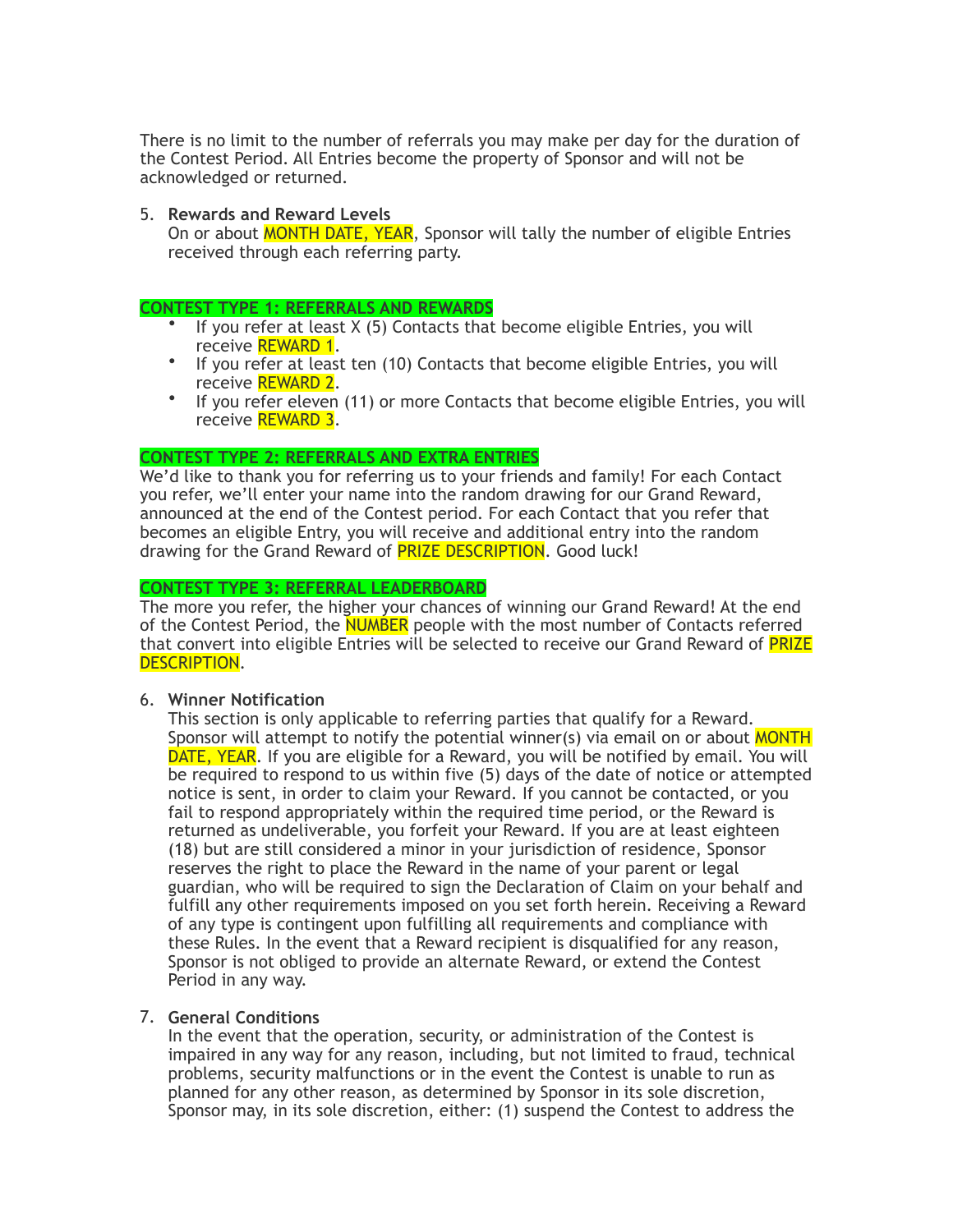There is no limit to the number of referrals you may make per day for the duration of the Contest Period. All Entries become the property of Sponsor and will not be acknowledged or returned.

5. **Rewards and Reward Levels**
   On or about MONTH DATE, YEAR, Sponsor will tally the number of eligible Entries received through each referring party.

**CONTEST TYPE 1: REFERRALS AND REWARDS**

- If you refer at least X (5) Contacts that become eligible Entries, you will receive REWARD 1.
- If you refer at least ten (10) Contacts that become eligible Entries, you will receive REWARD 2.
- If you refer eleven (11) or more Contacts that become eligible Entries, you will receive REWARD 3.

**CONTEST TYPE 2: REFERRALS AND EXTRA ENTRIES**

We'd like to thank you for referring us to your friends and family! For each Contact you refer, we'll enter your name into the random drawing for our Grand Reward, announced at the end of the Contest period. For each Contact that you refer that becomes an eligible Entry, you will receive and additional entry into the random drawing for the Grand Reward of PRIZE DESCRIPTION. Good luck!

**CONTEST TYPE 3: REFERRAL LEADERBOARD**

The more you refer, the higher your chances of winning our Grand Reward! At the end of the Contest Period, the NUMBER people with the most number of Contacts referred that convert into eligible Entries will be selected to receive our Grand Reward of PRIZE DESCRIPTION.

6. **Winner Notification**
   This section is only applicable to referring parties that qualify for a Reward. Sponsor will attempt to notify the potential winner(s) via email on or about MONTH DATE, YEAR. If you are eligible for a Reward, you will be notified by email. You will be required to respond to us within five (5) days of the date of notice or attempted notice is sent, in order to claim your Reward. If you cannot be contacted, or you fail to respond appropriately within the required time period, or the Reward is returned as undeliverable, you forfeit your Reward. If you are at least eighteen (18) but are still considered a minor in your jurisdiction of residence, Sponsor reserves the right to place the Reward in the name of your parent or legal guardian, who will be required to sign the Declaration of Claim on your behalf and fulfill any other requirements imposed on you set forth herein. Receiving a Reward of any type is contingent upon fulfilling all requirements and compliance with these Rules. In the event that a Reward recipient is disqualified for any reason, Sponsor is not obliged to provide an alternate Reward, or extend the Contest Period in any way.

7. **General Conditions**
   In the event that the operation, security, or administration of the Contest is impaired in any way for any reason, including, but not limited to fraud, technical problems, security malfunctions or in the event the Contest is unable to run as planned for any other reason, as determined by Sponsor in its sole discretion, Sponsor may, in its sole discretion, either: (1) suspend the Contest to address the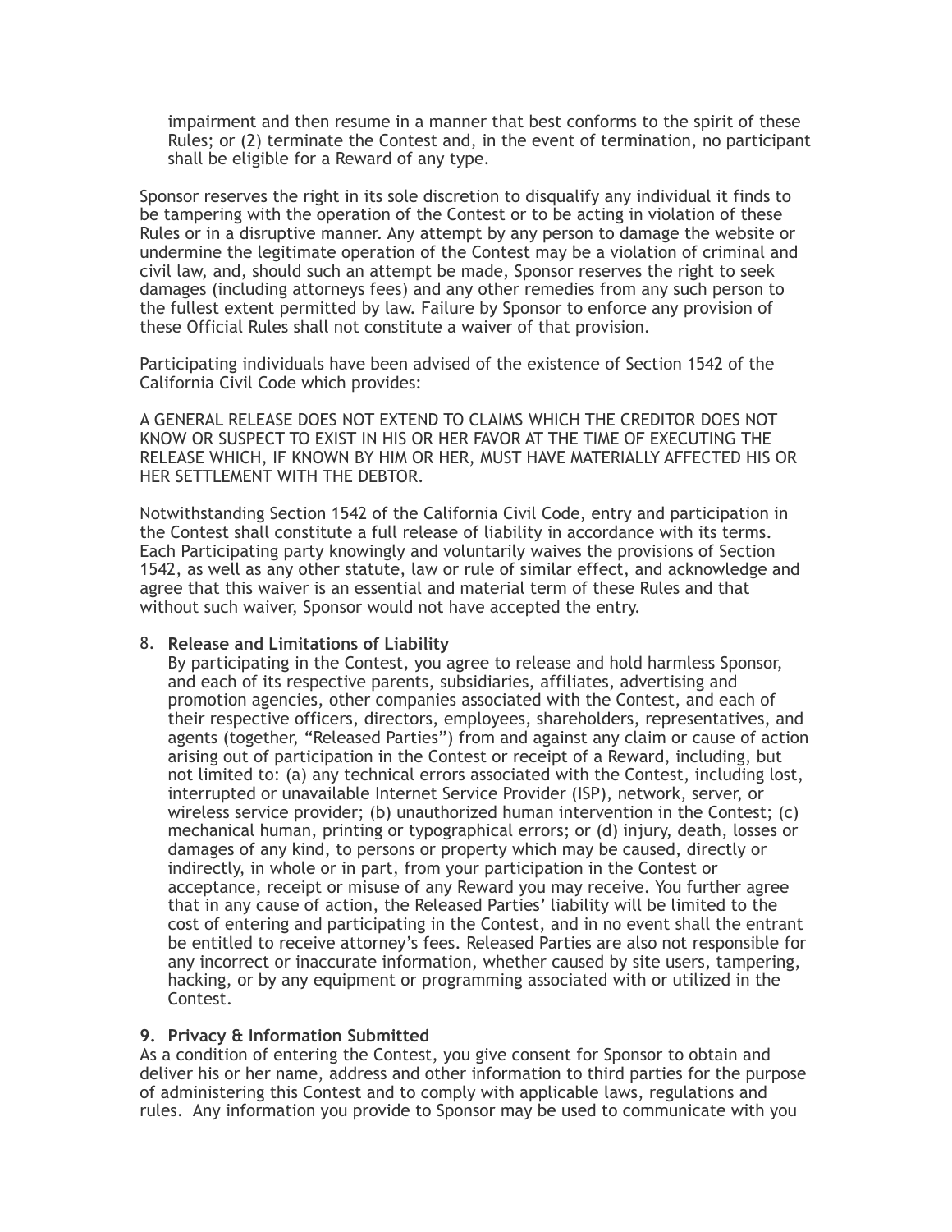impairment and then resume in a manner that best conforms to the spirit of these Rules; or (2) terminate the Contest and, in the event of termination, no participant shall be eligible for a Reward of any type.

Sponsor reserves the right in its sole discretion to disqualify any individual it finds to be tampering with the operation of the Contest or to be acting in violation of these Rules or in a disruptive manner. Any attempt by any person to damage the website or undermine the legitimate operation of the Contest may be a violation of criminal and civil law, and, should such an attempt be made, Sponsor reserves the right to seek damages (including attorneys fees) and any other remedies from any such person to the fullest extent permitted by law. Failure by Sponsor to enforce any provision of these Official Rules shall not constitute a waiver of that provision.

Participating individuals have been advised of the existence of Section 1542 of the California Civil Code which provides:

A GENERAL RELEASE DOES NOT EXTEND TO CLAIMS WHICH THE CREDITOR DOES NOT KNOW OR SUSPECT TO EXIST IN HIS OR HER FAVOR AT THE TIME OF EXECUTING THE RELEASE WHICH, IF KNOWN BY HIM OR HER, MUST HAVE MATERIALLY AFFECTED HIS OR HER SETTLEMENT WITH THE DEBTOR.

Notwithstanding Section 1542 of the California Civil Code, entry and participation in the Contest shall constitute a full release of liability in accordance with its terms. Each Participating party knowingly and voluntarily waives the provisions of Section 1542, as well as any other statute, law or rule of similar effect, and acknowledge and agree that this waiver is an essential and material term of these Rules and that without such waiver, Sponsor would not have accepted the entry.

8. **Release and Limitations of Liability**
   By participating in the Contest, you agree to release and hold harmless Sponsor, and each of its respective parents, subsidiaries, affiliates, advertising and promotion agencies, other companies associated with the Contest, and each of their respective officers, directors, employees, shareholders, representatives, and agents (together, "Released Parties") from and against any claim or cause of action arising out of participation in the Contest or receipt of a Reward, including, but not limited to: (a) any technical errors associated with the Contest, including lost, interrupted or unavailable Internet Service Provider (ISP), network, server, or wireless service provider; (b) unauthorized human intervention in the Contest; (c) mechanical human, printing or typographical errors; or (d) injury, death, losses or damages of any kind, to persons or property which may be caused, directly or indirectly, in whole or in part, from your participation in the Contest or acceptance, receipt or misuse of any Reward you may receive. You further agree that in any cause of action, the Released Parties' liability will be limited to the cost of entering and participating in the Contest, and in no event shall the entrant be entitled to receive attorney's fees. Released Parties are also not responsible for any incorrect or inaccurate information, whether caused by site users, tampering, hacking, or by any equipment or programming associated with or utilized in the Contest.

**9. Privacy & Information Submitted**
As a condition of entering the Contest, you give consent for Sponsor to obtain and deliver his or her name, address and other information to third parties for the purpose of administering this Contest and to comply with applicable laws, regulations and rules. Any information you provide to Sponsor may be used to communicate with you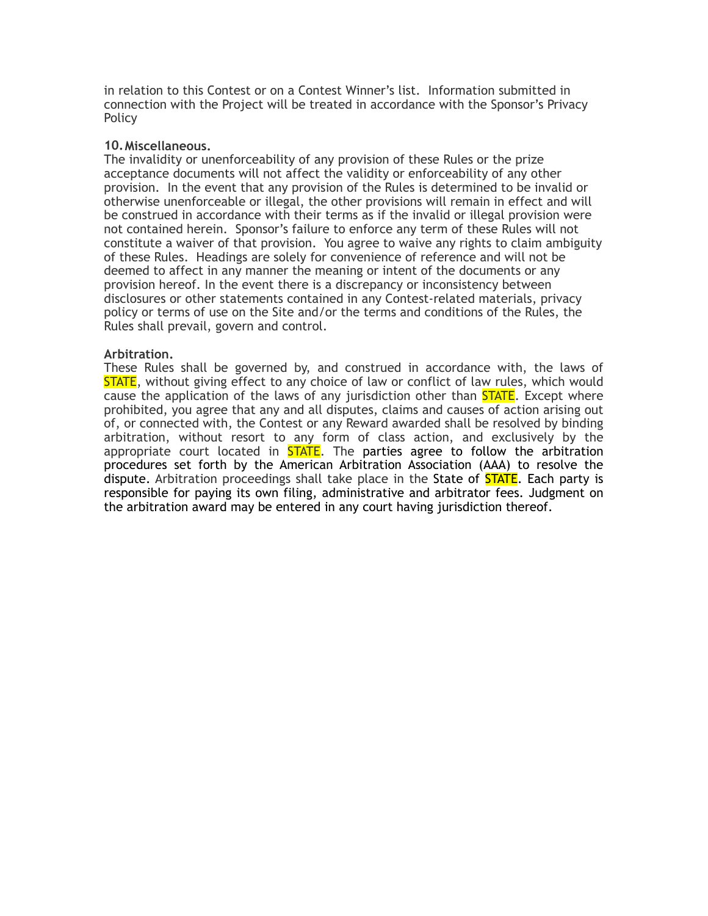in relation to this Contest or on a Contest Winner's list. Information submitted in connection with the Project will be treated in accordance with the Sponsor's Privacy Policy

**10. Miscellaneous.**

The invalidity or unenforceability of any provision of these Rules or the prize acceptance documents will not affect the validity or enforceability of any other provision. In the event that any provision of the Rules is determined to be invalid or otherwise unenforceable or illegal, the other provisions will remain in effect and will be construed in accordance with their terms as if the invalid or illegal provision were not contained herein. Sponsor's failure to enforce any term of these Rules will not constitute a waiver of that provision. You agree to waive any rights to claim ambiguity of these Rules. Headings are solely for convenience of reference and will not be deemed to affect in any manner the meaning or intent of the documents or any provision hereof. In the event there is a discrepancy or inconsistency between disclosures or other statements contained in any Contest-related materials, privacy policy or terms of use on the Site and/or the terms and conditions of the Rules, the Rules shall prevail, govern and control.

**Arbitration.**

These Rules shall be governed by, and construed in accordance with, the laws of STATE, without giving effect to any choice of law or conflict of law rules, which would cause the application of the laws of any jurisdiction other than STATE. Except where prohibited, you agree that any and all disputes, claims and causes of action arising out of, or connected with, the Contest or any Reward awarded shall be resolved by binding arbitration, without resort to any form of class action, and exclusively by the appropriate court located in STATE. The parties agree to follow the arbitration procedures set forth by the American Arbitration Association (AAA) to resolve the dispute. Arbitration proceedings shall take place in the State of STATE. Each party is responsible for paying its own filing, administrative and arbitrator fees. Judgment on the arbitration award may be entered in any court having jurisdiction thereof.